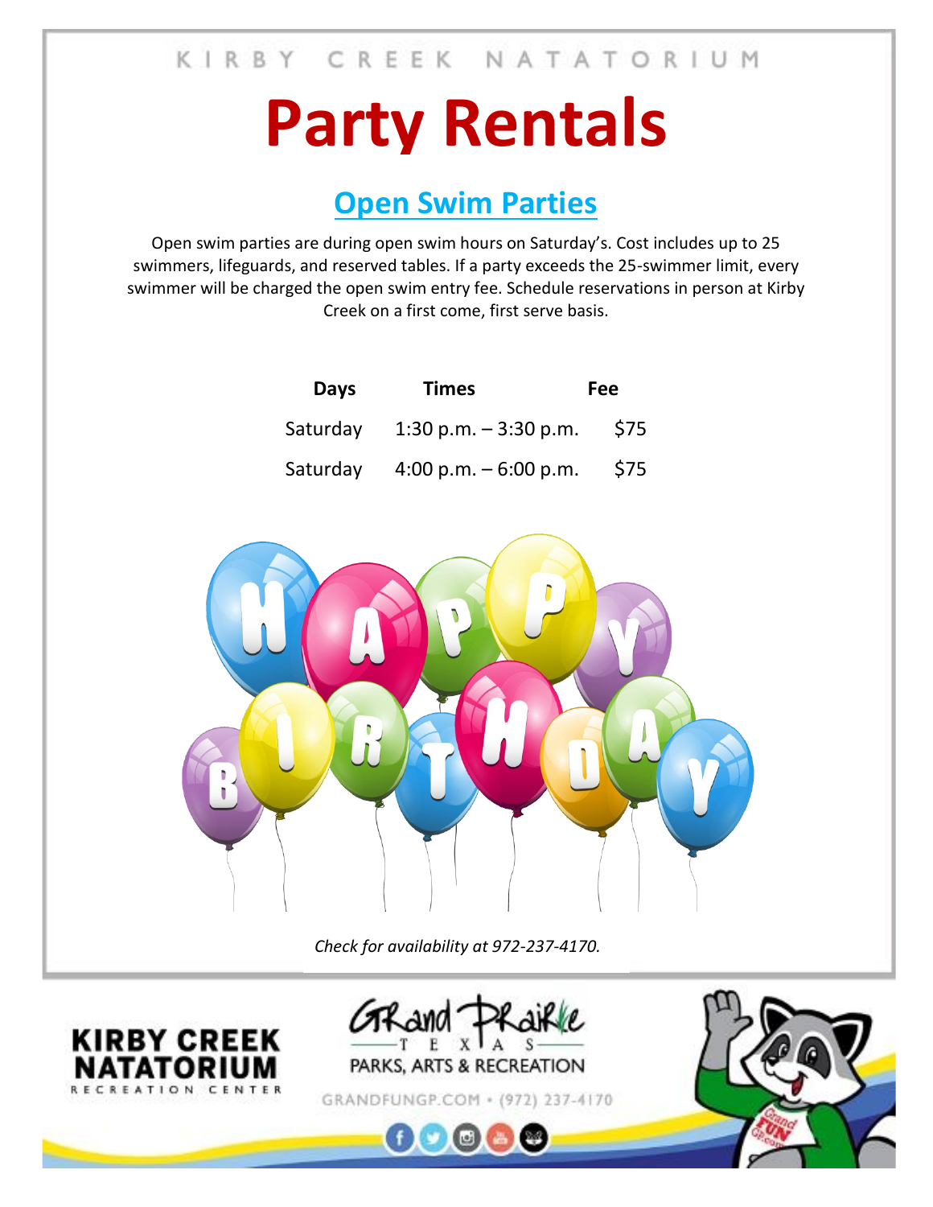KIRBY CREEK NATATORIUM

# Party Rentals

## Open Swim Parties

Open swim parties are during open swim hours on Saturday's. Cost includes up to 25 swimmers, lifeguards, and reserved tables. If a party exceeds the 25-swimmer limit, every swimmer will be charged the open swim entry fee. Schedule reservations in person at Kirby Creek on a first come, first serve basis.

| Days | Times | Fee |
|---|---|---|
| Saturday | 1:30 p.m. – 3:30 p.m. | $75 |
| Saturday | 4:00 p.m. – 6:00 p.m. | $75 |

*Check for availability at 972-237-4170.*

KIRBY CREEK NATATORIUM RECREATION CENTER

Grand Prairie Texas PARKS, ARTS & RECREATION

GRANDFUNGP.COM • (972) 237-4170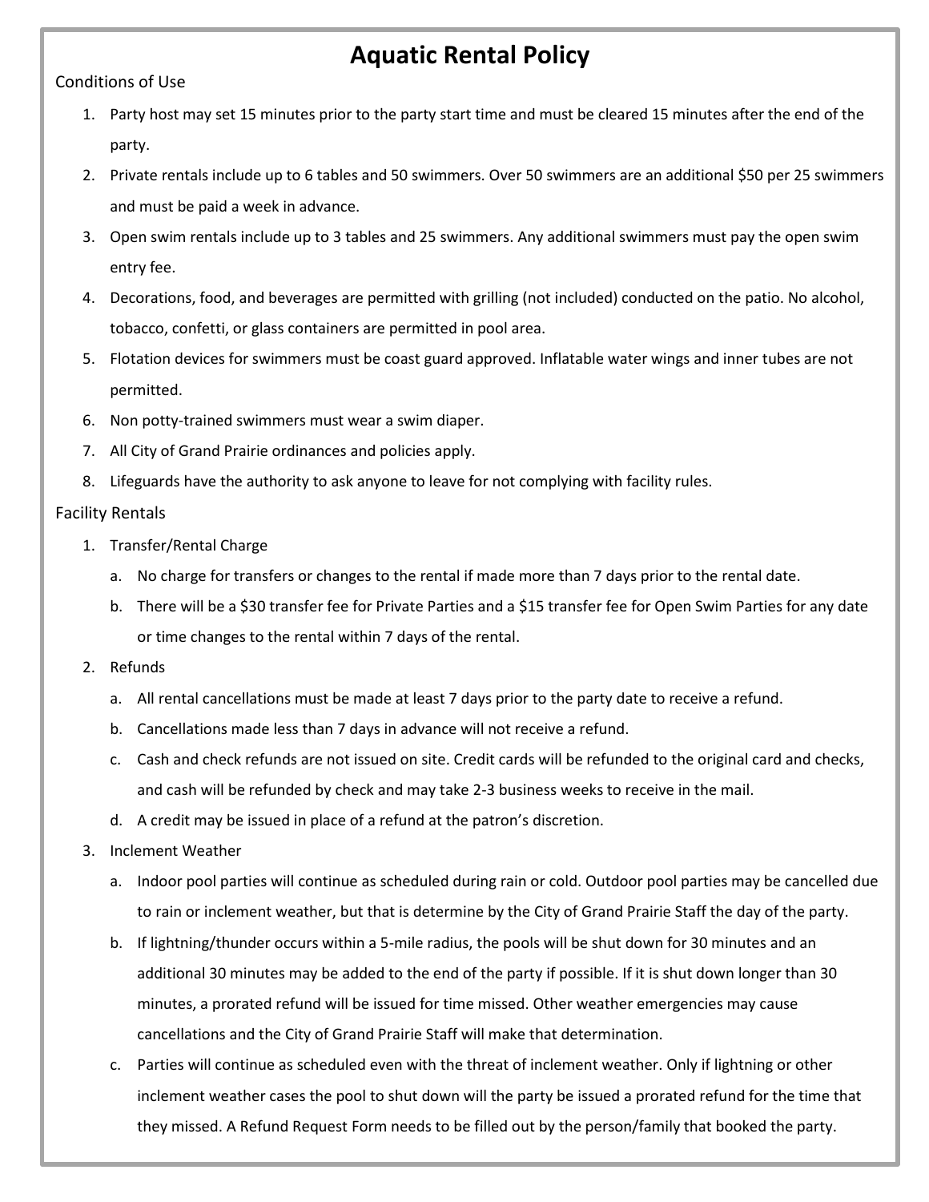# Aquatic Rental Policy

## Conditions of Use

1. Party host may set 15 minutes prior to the party start time and must be cleared 15 minutes after the end of the party.
2. Private rentals include up to 6 tables and 50 swimmers. Over 50 swimmers are an additional $50 per 25 swimmers and must be paid a week in advance.
3. Open swim rentals include up to 3 tables and 25 swimmers. Any additional swimmers must pay the open swim entry fee.
4. Decorations, food, and beverages are permitted with grilling (not included) conducted on the patio. No alcohol, tobacco, confetti, or glass containers are permitted in pool area.
5. Flotation devices for swimmers must be coast guard approved. Inflatable water wings and inner tubes are not permitted.
6. Non potty-trained swimmers must wear a swim diaper.
7. All City of Grand Prairie ordinances and policies apply.
8. Lifeguards have the authority to ask anyone to leave for not complying with facility rules.

## Facility Rentals

1. Transfer/Rental Charge
   a. No charge for transfers or changes to the rental if made more than 7 days prior to the rental date.
   b. There will be a $30 transfer fee for Private Parties and a $15 transfer fee for Open Swim Parties for any date or time changes to the rental within 7 days of the rental.
2. Refunds
   a. All rental cancellations must be made at least 7 days prior to the party date to receive a refund.
   b. Cancellations made less than 7 days in advance will not receive a refund.
   c. Cash and check refunds are not issued on site. Credit cards will be refunded to the original card and checks, and cash will be refunded by check and may take 2-3 business weeks to receive in the mail.
   d. A credit may be issued in place of a refund at the patron's discretion.
3. Inclement Weather
   a. Indoor pool parties will continue as scheduled during rain or cold. Outdoor pool parties may be cancelled due to rain or inclement weather, but that is determine by the City of Grand Prairie Staff the day of the party.
   b. If lightning/thunder occurs within a 5-mile radius, the pools will be shut down for 30 minutes and an additional 30 minutes may be added to the end of the party if possible. If it is shut down longer than 30 minutes, a prorated refund will be issued for time missed. Other weather emergencies may cause cancellations and the City of Grand Prairie Staff will make that determination.
   c. Parties will continue as scheduled even with the threat of inclement weather. Only if lightning or other inclement weather cases the pool to shut down will the party be issued a prorated refund for the time that they missed. A Refund Request Form needs to be filled out by the person/family that booked the party.